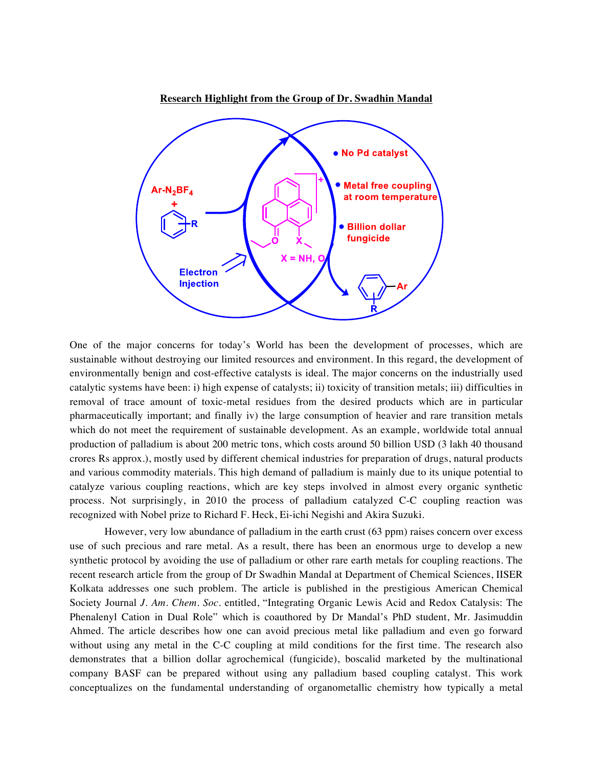**Research Highlight from the Group of Dr. Swadhin Mandal**

One of the major concerns for today's World has been the development of processes, which are sustainable without destroying our limited resources and environment. In this regard, the development of environmentally benign and cost-effective catalysts is ideal. The major concerns on the industrially used catalytic systems have been: i) high expense of catalysts; ii) toxicity of transition metals; iii) difficulties in removal of trace amount of toxic-metal residues from the desired products which are in particular pharmaceutically important; and finally iv) the large consumption of heavier and rare transition metals which do not meet the requirement of sustainable development. As an example, worldwide total annual production of palladium is about 200 metric tons, which costs around 50 billion USD (3 lakh 40 thousand crores Rs approx.), mostly used by different chemical industries for preparation of drugs, natural products and various commodity materials. This high demand of palladium is mainly due to its unique potential to catalyze various coupling reactions, which are key steps involved in almost every organic synthetic process. Not surprisingly, in 2010 the process of palladium catalyzed C-C coupling reaction was recognized with Nobel prize to Richard F. Heck, Ei-ichi Negishi and Akira Suzuki.

However, very low abundance of palladium in the earth crust (63 ppm) raises concern over excess use of such precious and rare metal. As a result, there has been an enormous urge to develop a new synthetic protocol by avoiding the use of palladium or other rare earth metals for coupling reactions. The recent research article from the group of Dr Swadhin Mandal at Department of Chemical Sciences, IISER Kolkata addresses one such problem. The article is published in the prestigious American Chemical Society Journal *J. Am. Chem. Soc.* entitled, "Integrating Organic Lewis Acid and Redox Catalysis: The Phenalenyl Cation in Dual Role" which is coauthored by Dr Mandal's PhD student, Mr. Jasimuddin Ahmed. The article describes how one can avoid precious metal like palladium and even go forward without using any metal in the C-C coupling at mild conditions for the first time. The research also demonstrates that a billion dollar agrochemical (fungicide), boscalid marketed by the multinational company BASF can be prepared without using any palladium based coupling catalyst. This work conceptualizes on the fundamental understanding of organometallic chemistry how typically a metal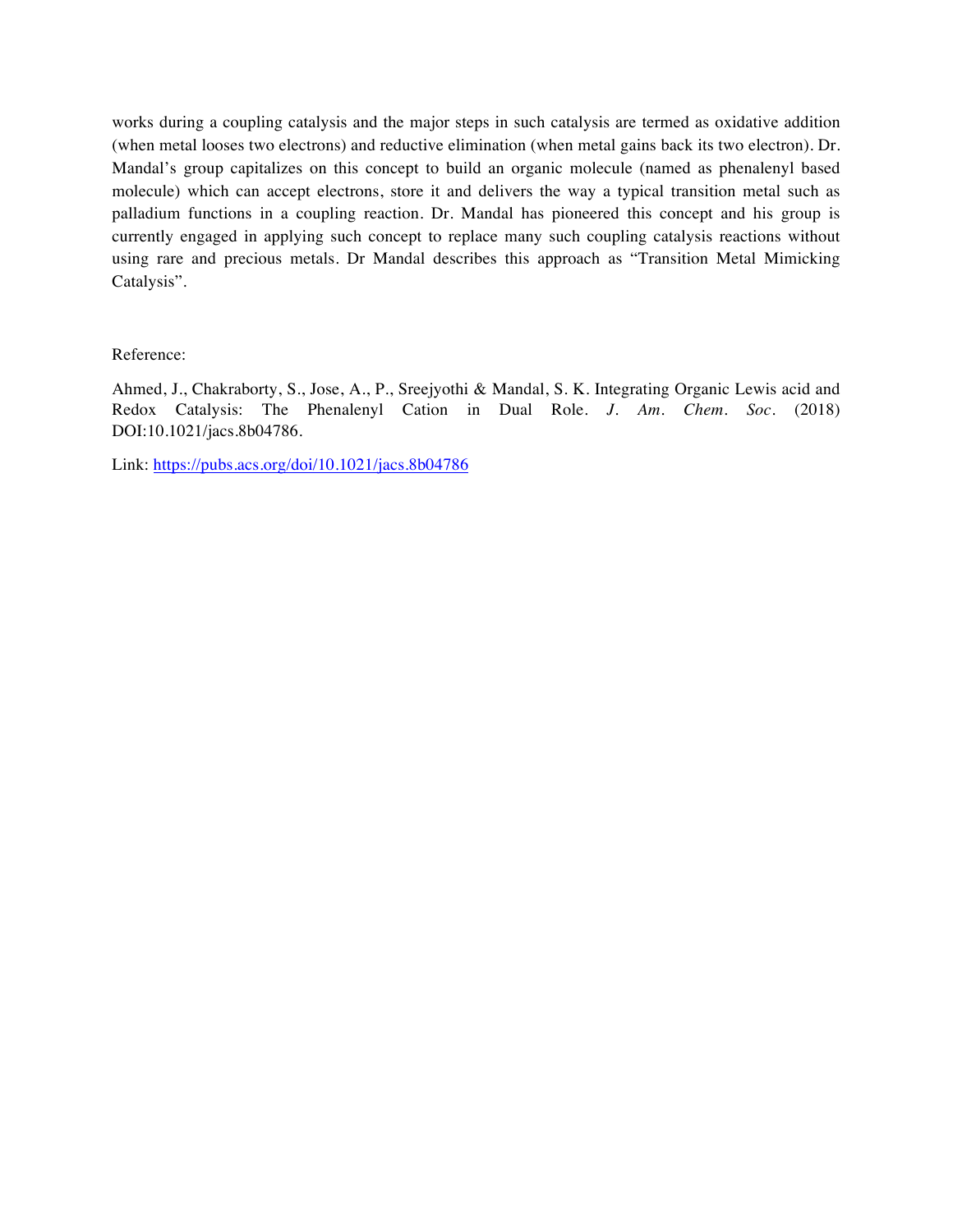works during a coupling catalysis and the major steps in such catalysis are termed as oxidative addition (when metal looses two electrons) and reductive elimination (when metal gains back its two electron). Dr. Mandal's group capitalizes on this concept to build an organic molecule (named as phenalenyl based molecule) which can accept electrons, store it and delivers the way a typical transition metal such as palladium functions in a coupling reaction. Dr. Mandal has pioneered this concept and his group is currently engaged in applying such concept to replace many such coupling catalysis reactions without using rare and precious metals. Dr Mandal describes this approach as "Transition Metal Mimicking Catalysis".

Reference:

Ahmed, J., Chakraborty, S., Jose, A., P., Sreejyothi & Mandal, S. K. Integrating Organic Lewis acid and Redox Catalysis: The Phenalenyl Cation in Dual Role. *J. Am. Chem. Soc.* (2018) DOI:10.1021/jacs.8b04786.

Link: https://pubs.acs.org/doi/10.1021/jacs.8b04786